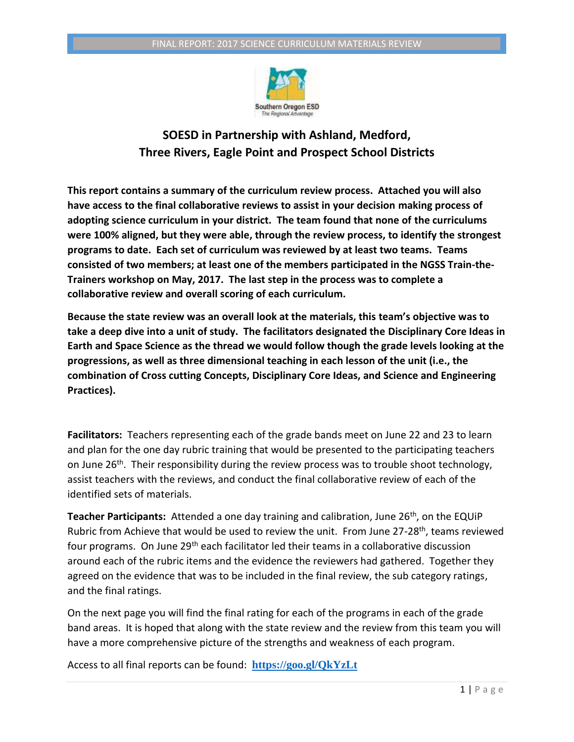# SOESD in Partnership with Ashland, Medford, Three Rivers, Eagle Point and Prospect School Districts

**This report contains a summary of the curriculum review process. Attached you will also have access to the final collaborative reviews to assist in your decision making process of adopting science curriculum in your district. The team found that none of the curriculums were 100% aligned, but they were able, through the review process, to identify the strongest programs to date. Each set of curriculum was reviewed by at least two teams. Teams consisted of two members; at least one of the members participated in the NGSS Train-the-Trainers workshop on May, 2017. The last step in the process was to complete a collaborative review and overall scoring of each curriculum.**

**Because the state review was an overall look at the materials, this team's objective was to take a deep dive into a unit of study. The facilitators designated the Disciplinary Core Ideas in Earth and Space Science as the thread we would follow though the grade levels looking at the progressions, as well as three dimensional teaching in each lesson of the unit (i.e., the combination of Cross cutting Concepts, Disciplinary Core Ideas, and Science and Engineering Practices).**

**Facilitators:** Teachers representing each of the grade bands meet on June 22 and 23 to learn and plan for the one day rubric training that would be presented to the participating teachers on June 26th. Their responsibility during the review process was to trouble shoot technology, assist teachers with the reviews, and conduct the final collaborative review of each of the identified sets of materials.

**Teacher Participants:** Attended a one day training and calibration, June 26th, on the EQUiP Rubric from Achieve that would be used to review the unit. From June 27-28th, teams reviewed four programs. On June 29th each facilitator led their teams in a collaborative discussion around each of the rubric items and the evidence the reviewers had gathered. Together they agreed on the evidence that was to be included in the final review, the sub category ratings, and the final ratings.

On the next page you will find the final rating for each of the programs in each of the grade band areas. It is hoped that along with the state review and the review from this team you will have a more comprehensive picture of the strengths and weakness of each program.

Access to all final reports can be found: **https://goo.gl/QkYzLt**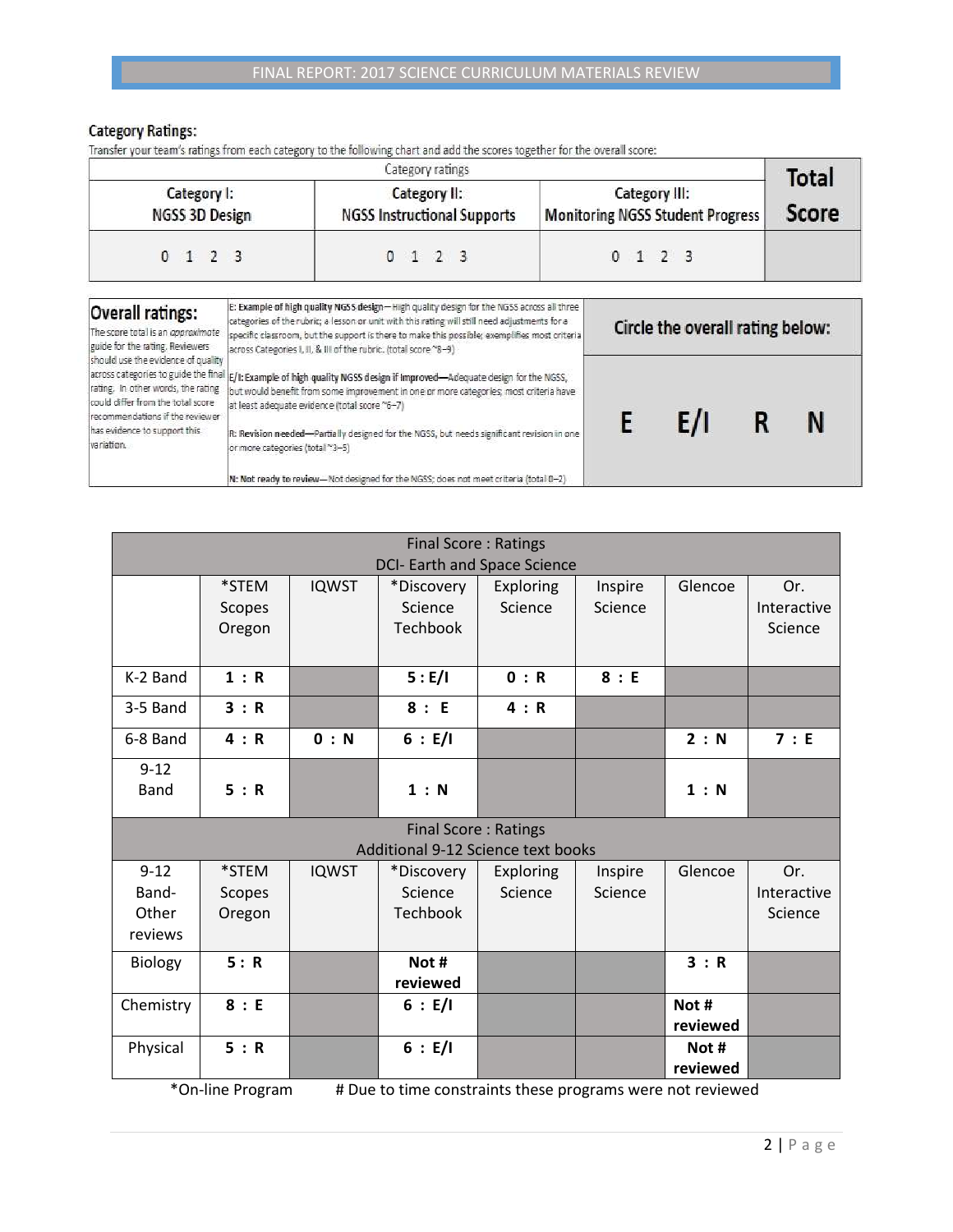## Category Ratings:

Transfer your team's ratings from each category to the following chart and add the scores together for the overall score:

| Category ratings | | | Total Score |
|---|---|---|---|
| Category I: NGSS 3D Design | Category II: NGSS Instructional Supports | Category III: Monitoring NGSS Student Progress | |
| 0 1 2 3 | 0 1 2 3 | 0 1 2 3 | |

| Overall ratings: | | Circle the overall rating below: |
|---|---|---|
| The score total is an approximate guide for the rating. Reviewers should use the evidence of quality across categories to guide the final rating. In other words, the rating could differ from the total score recommendations if the reviewer has evidence to support this variation. | **E: Example of high quality NGSS design**—High quality design for the NGSS across all three categories of the rubric; a lesson or unit with this rating will still need adjustments for a specific classroom, but the support is there to make this possible; exemplifies most criteria across Categories I, II, & III of the rubric. (total score ~8–9)<br><br>**E/I: Example of high quality NGSS design if improved**—Adequate design for the NGSS, but would benefit from some improvement in one or more categories; most criteria have at least adequate evidence (total score ~6–7)<br><br>**R: Revision needed**—Partially designed for the NGSS, but needs significant revision in one or more categories (total ~3–5)<br><br>**N: Not ready to review**—Not designed for the NGSS; does not meet criteria (total 0–2) | E E/I R N |

| Final Score : Ratings DCI- Earth and Space Science | | | | | | | |
|---|---|---|---|---|---|---|---|
| | *STEM Scopes Oregon | IQWST | *Discovery Science Techbook | Exploring Science | Inspire Science | Glencoe | Or. Interactive Science |
| K-2 Band | **1 : R** | | **5 : E/I** | **0 : R** | **8 : E** | | |
| 3-5 Band | **3 : R** | | **8 : E** | **4 : R** | | | |
| 6-8 Band | **4 : R** | **0 : N** | **6 : E/I** | | | **2 : N** | **7 : E** |
| 9-12 Band | **5 : R** | | **1 : N** | | | **1 : N** | |
| **Final Score : Ratings Additional 9-12 Science text books** | | | | | | | |
| 9-12 Band- Other reviews | *STEM Scopes Oregon | IQWST | *Discovery Science Techbook | Exploring Science | Inspire Science | Glencoe | Or. Interactive Science |
| Biology | **5 : R** | | **Not # reviewed** | | | **3 : R** | |
| Chemistry | **8 : E** | | **6 : E/I** | | | **Not # reviewed** | |
| Physical | **5 : R** | | **6 : E/I** | | | **Not # reviewed** | |

*On-line Program # Due to time constraints these programs were not reviewed